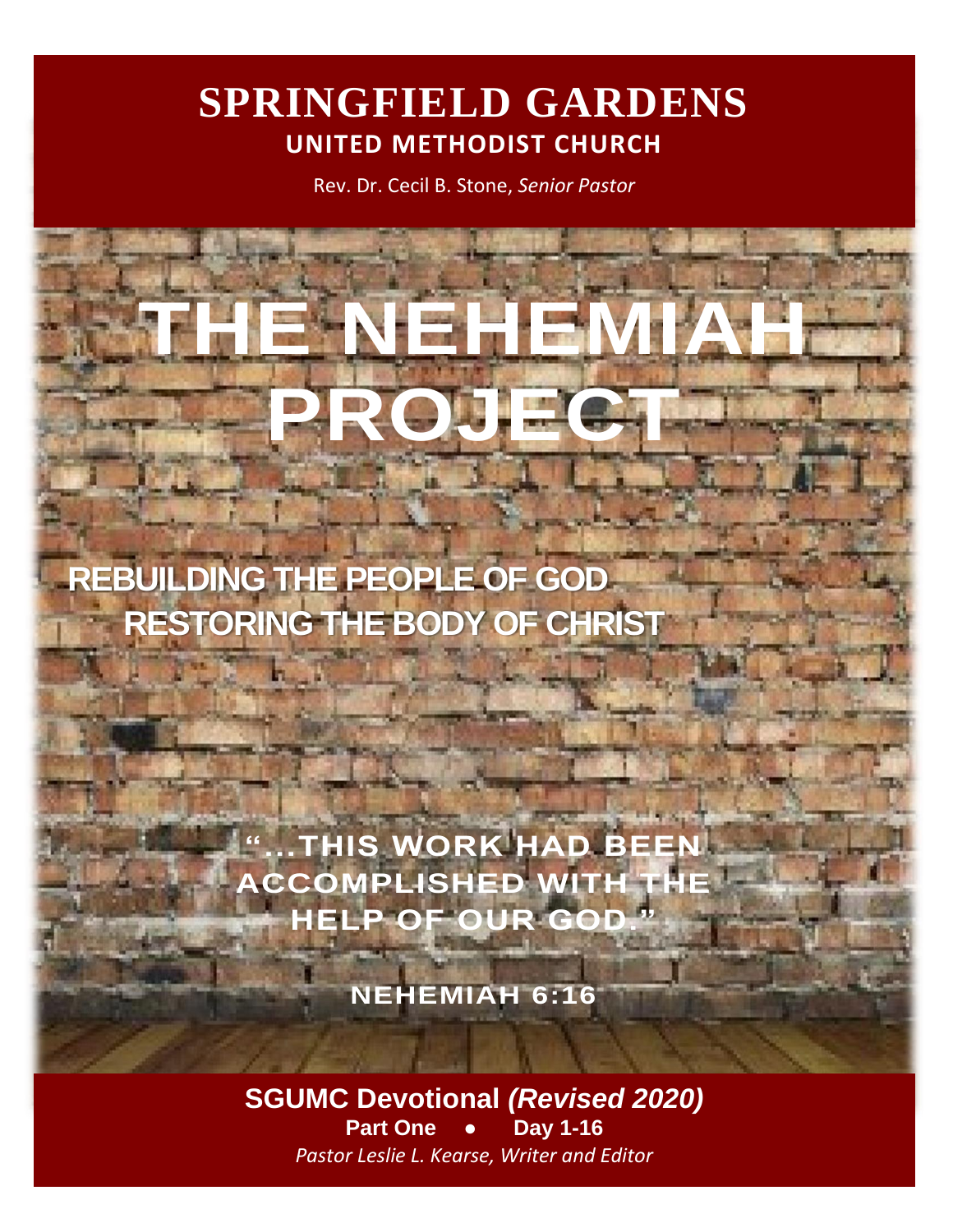# SPRINGFIELD GARDENS

## UNITED METHODIST CHURCH

Rev. Dr. Cecil B. Stone, *Senior Pastor*

# THE NEHEMIAH PROJECT

## REBUILDING THE PEOPLE OF GOD
## RESTORING THE BODY OF CHRIST

**"...THIS WORK HAD BEEN ACCOMPLISHED WITH THE HELP OF OUR GOD."**

**NEHEMIAH 6:16**

**SGUMC Devotional *(Revised 2020)***

**Part One ● Day 1-16**

*Pastor Leslie L. Kearse, Writer and Editor*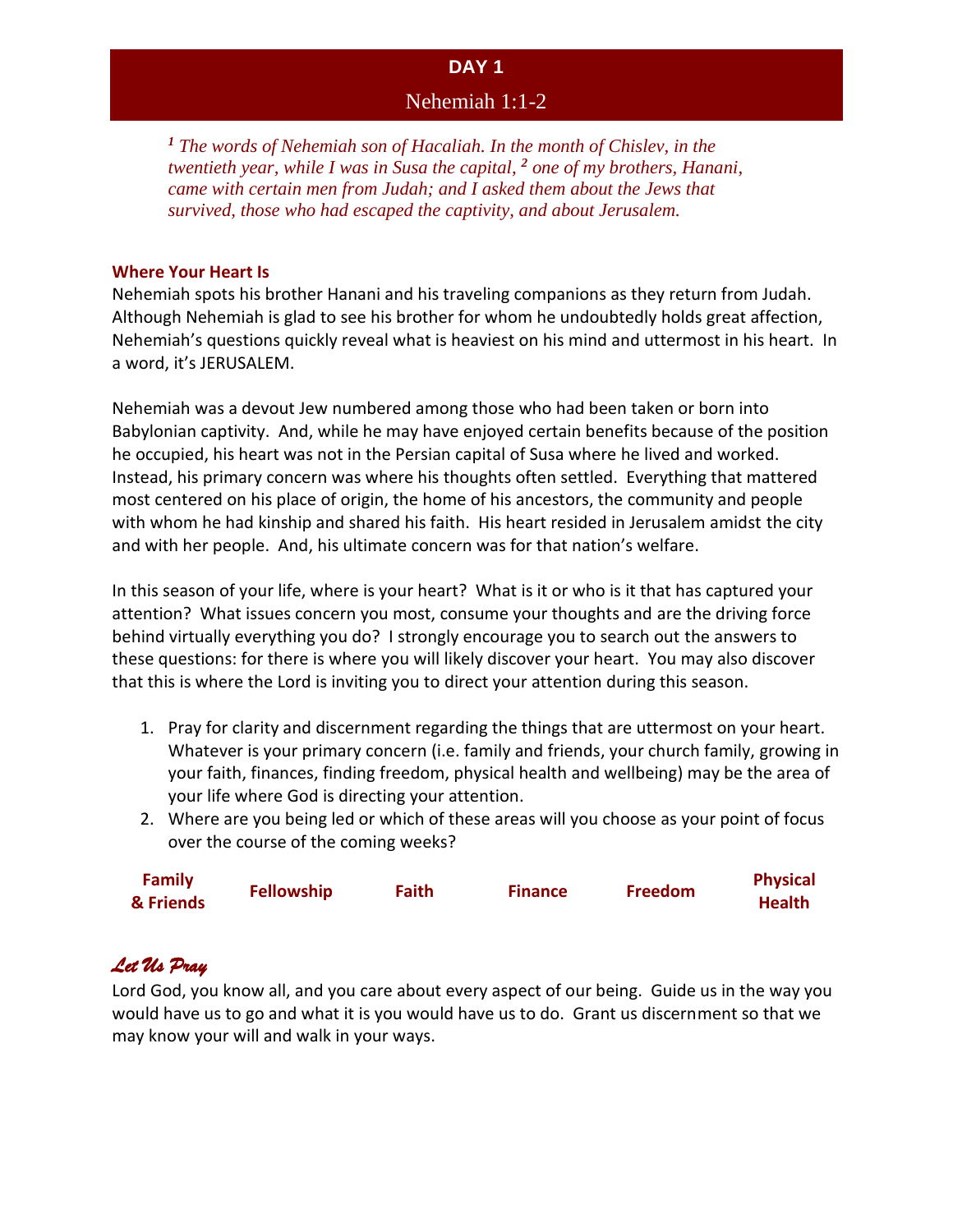## DAY 1

### Nehemiah 1:1-2

*[1] The words of Nehemiah son of Hacaliah. In the month of Chislev, in the twentieth year, while I was in Susa the capital, [2] one of my brothers, Hanani, came with certain men from Judah; and I asked them about the Jews that survived, those who had escaped the captivity, and about Jerusalem.*

**Where Your Heart Is**

Nehemiah spots his brother Hanani and his traveling companions as they return from Judah. Although Nehemiah is glad to see his brother for whom he undoubtedly holds great affection, Nehemiah's questions quickly reveal what is heaviest on his mind and uttermost in his heart. In a word, it's JERUSALEM.

Nehemiah was a devout Jew numbered among those who had been taken or born into Babylonian captivity. And, while he may have enjoyed certain benefits because of the position he occupied, his heart was not in the Persian capital of Susa where he lived and worked. Instead, his primary concern was where his thoughts often settled. Everything that mattered most centered on his place of origin, the home of his ancestors, the community and people with whom he had kinship and shared his faith. His heart resided in Jerusalem amidst the city and with her people. And, his ultimate concern was for that nation's welfare.

In this season of your life, where is your heart? What is it or who is it that has captured your attention? What issues concern you most, consume your thoughts and are the driving force behind virtually everything you do? I strongly encourage you to search out the answers to these questions: for there is where you will likely discover your heart. You may also discover that this is where the Lord is inviting you to direct your attention during this season.

1. Pray for clarity and discernment regarding the things that are uttermost on your heart. Whatever is your primary concern (i.e. family and friends, your church family, growing in your faith, finances, finding freedom, physical health and wellbeing) may be the area of your life where God is directing your attention.
2. Where are you being led or which of these areas will you choose as your point of focus over the course of the coming weeks?

| Family & Friends | Fellowship | Faith | Finance | Freedom | Physical Health |
|---|---|---|---|---|---|

***Let Us Pray***

Lord God, you know all, and you care about every aspect of our being. Guide us in the way you would have us to go and what it is you would have us to do. Grant us discernment so that we may know your will and walk in your ways.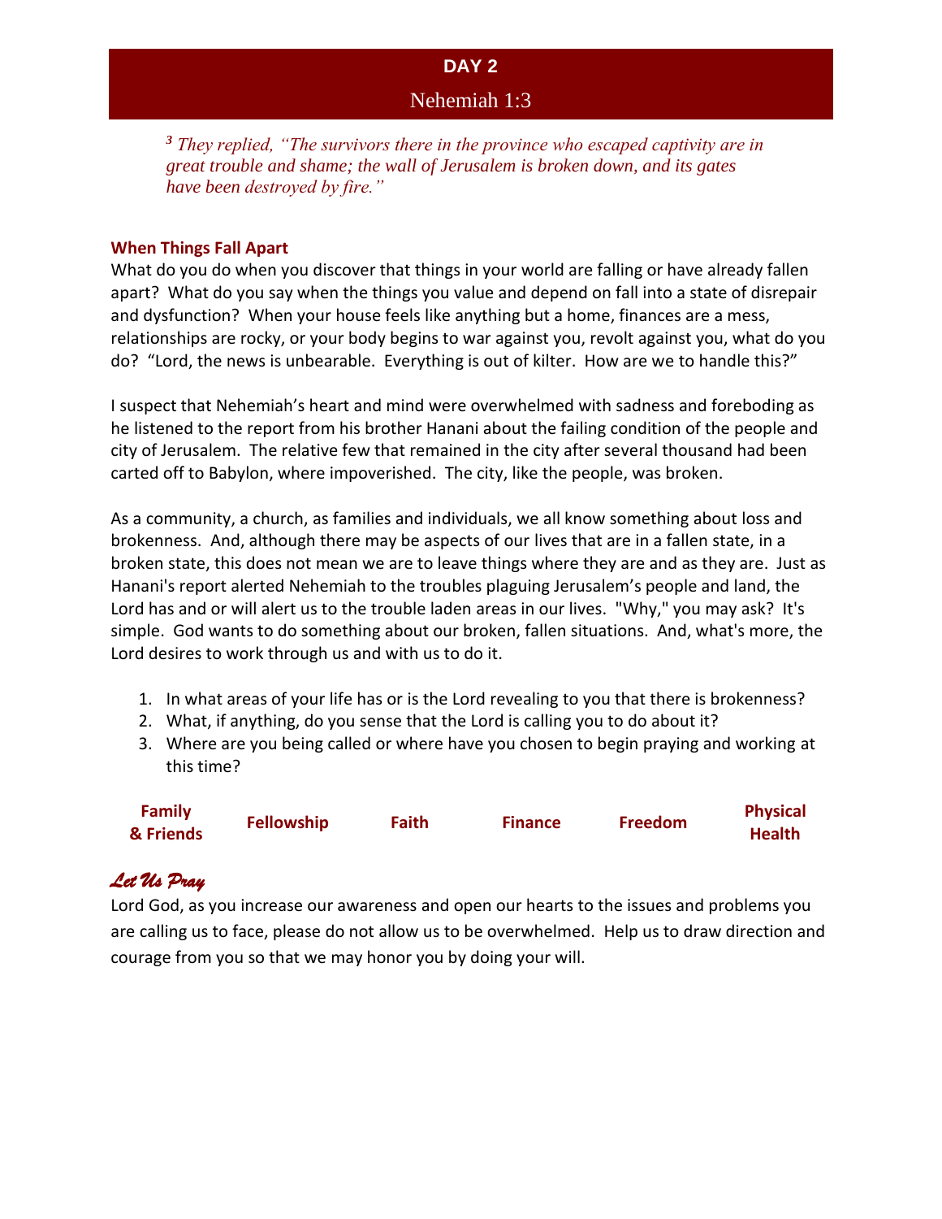## DAY 2

### Nehemiah 1:3

> *[3] They replied, "The survivors there in the province who escaped captivity are in great trouble and shame; the wall of Jerusalem is broken down, and its gates have been destroyed by fire."*

**When Things Fall Apart**

What do you do when you discover that things in your world are falling or have already fallen apart? What do you say when the things you value and depend on fall into a state of disrepair and dysfunction? When your house feels like anything but a home, finances are a mess, relationships are rocky, or your body begins to war against you, revolt against you, what do you do? "Lord, the news is unbearable. Everything is out of kilter. How are we to handle this?"

I suspect that Nehemiah's heart and mind were overwhelmed with sadness and foreboding as he listened to the report from his brother Hanani about the failing condition of the people and city of Jerusalem. The relative few that remained in the city after several thousand had been carted off to Babylon, where impoverished. The city, like the people, was broken.

As a community, a church, as families and individuals, we all know something about loss and brokenness. And, although there may be aspects of our lives that are in a fallen state, in a broken state, this does not mean we are to leave things where they are and as they are. Just as Hanani's report alerted Nehemiah to the troubles plaguing Jerusalem's people and land, the Lord has and or will alert us to the trouble laden areas in our lives. "Why," you may ask? It's simple. God wants to do something about our broken, fallen situations. And, what's more, the Lord desires to work through us and with us to do it.

1. In what areas of your life has or is the Lord revealing to you that there is brokenness?
2. What, if anything, do you sense that the Lord is calling you to do about it?
3. Where are you being called or where have you chosen to begin praying and working at this time?

| Family & Friends | Fellowship | Faith | Finance | Freedom | Physical Health |
|---|---|---|---|---|---|

***Let Us Pray***

Lord God, as you increase our awareness and open our hearts to the issues and problems you are calling us to face, please do not allow us to be overwhelmed. Help us to draw direction and courage from you so that we may honor you by doing your will.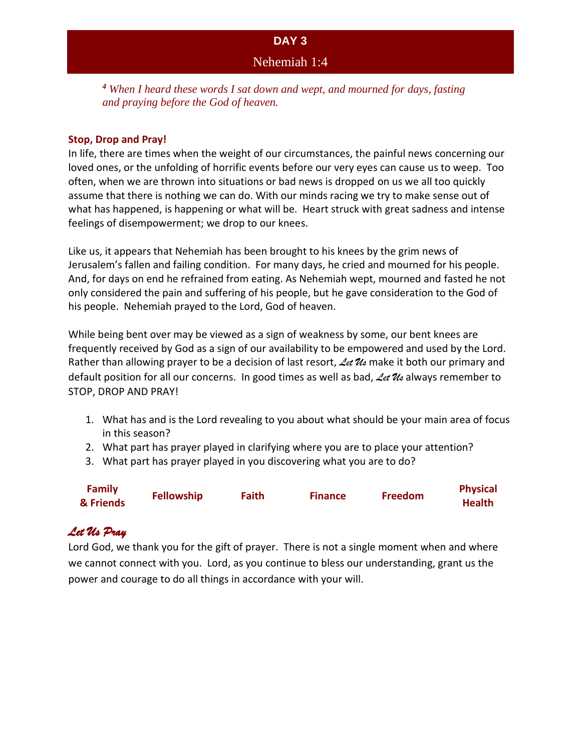## DAY 3

### Nehemiah 1:4

*[4] When I heard these words I sat down and wept, and mourned for days, fasting and praying before the God of heaven.*

**Stop, Drop and Pray!**

In life, there are times when the weight of our circumstances, the painful news concerning our loved ones, or the unfolding of horrific events before our very eyes can cause us to weep. Too often, when we are thrown into situations or bad news is dropped on us we all too quickly assume that there is nothing we can do. With our minds racing we try to make sense out of what has happened, is happening or what will be. Heart struck with great sadness and intense feelings of disempowerment; we drop to our knees.

Like us, it appears that Nehemiah has been brought to his knees by the grim news of Jerusalem's fallen and failing condition. For many days, he cried and mourned for his people. And, for days on end he refrained from eating. As Nehemiah wept, mourned and fasted he not only considered the pain and suffering of his people, but he gave consideration to the God of his people. Nehemiah prayed to the Lord, God of heaven.

While being bent over may be viewed as a sign of weakness by some, our bent knees are frequently received by God as a sign of our availability to be empowered and used by the Lord. Rather than allowing prayer to be a decision of last resort, *Let Us* make it both our primary and default position for all our concerns. In good times as well as bad, *Let Us* always remember to STOP, DROP AND PRAY!

1. What has and is the Lord revealing to you about what should be your main area of focus in this season?
2. What part has prayer played in clarifying where you are to place your attention?
3. What part has prayer played in you discovering what you are to do?

| Family & Friends | Fellowship | Faith | Finance | Freedom | Physical Health |
|---|---|---|---|---|---|

### *Let Us Pray*

Lord God, we thank you for the gift of prayer. There is not a single moment when and where we cannot connect with you. Lord, as you continue to bless our understanding, grant us the power and courage to do all things in accordance with your will.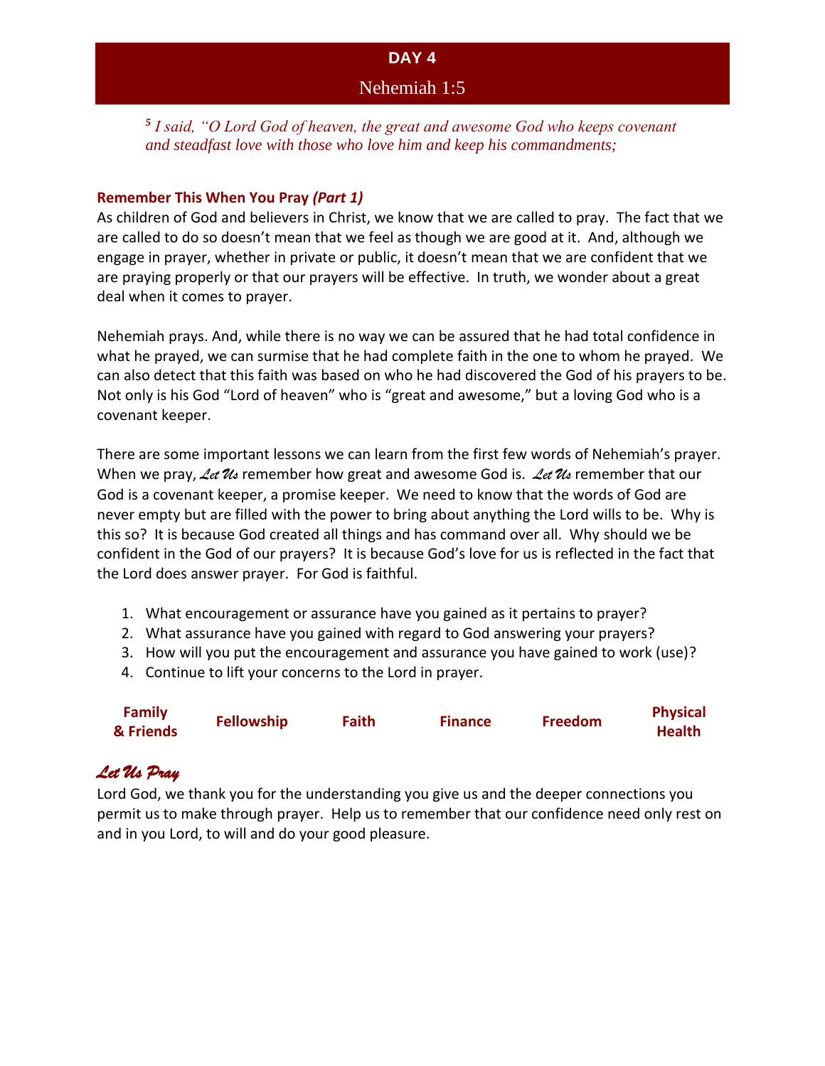# DAY 4

## Nehemiah 1:5

*[5] I said, "O Lord God of heaven, the great and awesome God who keeps covenant and steadfast love with those who love him and keep his commandments;*

**Remember This When You Pray *(Part 1)***

As children of God and believers in Christ, we know that we are called to pray. The fact that we are called to do so doesn't mean that we feel as though we are good at it. And, although we engage in prayer, whether in private or public, it doesn't mean that we are confident that we are praying properly or that our prayers will be effective. In truth, we wonder about a great deal when it comes to prayer.

Nehemiah prays. And, while there is no way we can be assured that he had total confidence in what he prayed, we can surmise that he had complete faith in the one to whom he prayed. We can also detect that this faith was based on who he had discovered the God of his prayers to be. Not only is his God "Lord of heaven" who is "great and awesome," but a loving God who is a covenant keeper.

There are some important lessons we can learn from the first few words of Nehemiah's prayer. When we pray, *Let Us* remember how great and awesome God is. *Let Us* remember that our God is a covenant keeper, a promise keeper. We need to know that the words of God are never empty but are filled with the power to bring about anything the Lord wills to be. Why is this so? It is because God created all things and has command over all. Why should we be confident in the God of our prayers? It is because God's love for us is reflected in the fact that the Lord does answer prayer. For God is faithful.

1. What encouragement or assurance have you gained as it pertains to prayer?
2. What assurance have you gained with regard to God answering your prayers?
3. How will you put the encouragement and assurance you have gained to work (use)?
4. Continue to lift your concerns to the Lord in prayer.

| Family & Friends | Fellowship | Faith | Finance | Freedom | Physical Health |
|---|---|---|---|---|---|

## *Let Us Pray*

Lord God, we thank you for the understanding you give us and the deeper connections you permit us to make through prayer. Help us to remember that our confidence need only rest on and in you Lord, to will and do your good pleasure.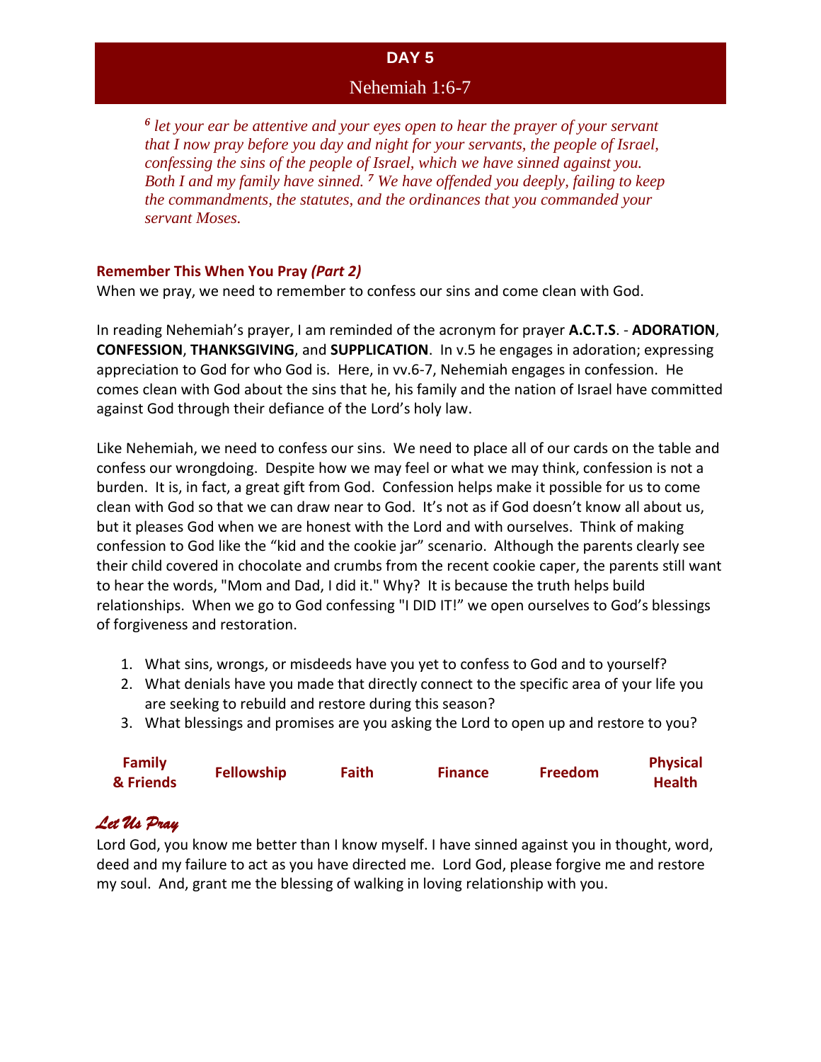# DAY 5

## Nehemiah 1:6-7

*[6] let your ear be attentive and your eyes open to hear the prayer of your servant that I now pray before you day and night for your servants, the people of Israel, confessing the sins of the people of Israel, which we have sinned against you. Both I and my family have sinned. [7] We have offended you deeply, failing to keep the commandments, the statutes, and the ordinances that you commanded your servant Moses.*

### Remember This When You Pray *(Part 2)*

When we pray, we need to remember to confess our sins and come clean with God.

In reading Nehemiah's prayer, I am reminded of the acronym for prayer **A.C.T.S**. - **ADORATION**, **CONFESSION**, **THANKSGIVING**, and **SUPPLICATION**. In v.5 he engages in adoration; expressing appreciation to God for who God is. Here, in vv.6-7, Nehemiah engages in confession. He comes clean with God about the sins that he, his family and the nation of Israel have committed against God through their defiance of the Lord's holy law.

Like Nehemiah, we need to confess our sins. We need to place all of our cards on the table and confess our wrongdoing. Despite how we may feel or what we may think, confession is not a burden. It is, in fact, a great gift from God. Confession helps make it possible for us to come clean with God so that we can draw near to God. It's not as if God doesn't know all about us, but it pleases God when we are honest with the Lord and with ourselves. Think of making confession to God like the "kid and the cookie jar" scenario. Although the parents clearly see their child covered in chocolate and crumbs from the recent cookie caper, the parents still want to hear the words, "Mom and Dad, I did it." Why? It is because the truth helps build relationships. When we go to God confessing "I DID IT!" we open ourselves to God's blessings of forgiveness and restoration.

1. What sins, wrongs, or misdeeds have you yet to confess to God and to yourself?
2. What denials have you made that directly connect to the specific area of your life you are seeking to rebuild and restore during this season?
3. What blessings and promises are you asking the Lord to open up and restore to you?

| Family & Friends | Fellowship | Faith | Finance | Freedom | Physical Health |
|---|---|---|---|---|---|

### *Let Us Pray*

Lord God, you know me better than I know myself. I have sinned against you in thought, word, deed and my failure to act as you have directed me. Lord God, please forgive me and restore my soul. And, grant me the blessing of walking in loving relationship with you.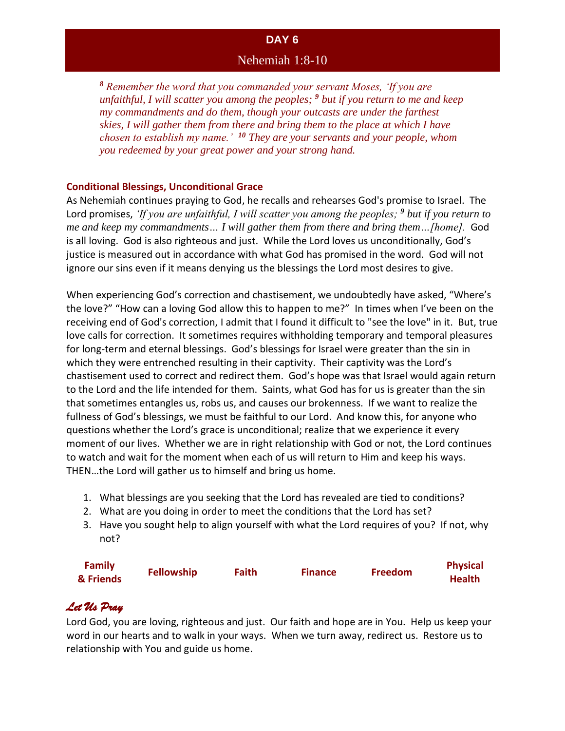## DAY 6

### Nehemiah 1:8-10

*[8] Remember the word that you commanded your servant Moses, 'If you are unfaithful, I will scatter you among the peoples; [9] but if you return to me and keep my commandments and do them, though your outcasts are under the farthest skies, I will gather them from there and bring them to the place at which I have chosen to establish my name.' [10] They are your servants and your people, whom you redeemed by your great power and your strong hand.*

**Conditional Blessings, Unconditional Grace**

As Nehemiah continues praying to God, he recalls and rehearses God's promise to Israel. The Lord promises, *'If you are unfaithful, I will scatter you among the peoples; [9] but if you return to me and keep my commandments… I will gather them from there and bring them…[home].* God is all loving. God is also righteous and just. While the Lord loves us unconditionally, God's justice is measured out in accordance with what God has promised in the word. God will not ignore our sins even if it means denying us the blessings the Lord most desires to give.

When experiencing God's correction and chastisement, we undoubtedly have asked, "Where's the love?" "How can a loving God allow this to happen to me?" In times when I've been on the receiving end of God's correction, I admit that I found it difficult to "see the love" in it. But, true love calls for correction. It sometimes requires withholding temporary and temporal pleasures for long-term and eternal blessings. God's blessings for Israel were greater than the sin in which they were entrenched resulting in their captivity. Their captivity was the Lord's chastisement used to correct and redirect them. God's hope was that Israel would again return to the Lord and the life intended for them. Saints, what God has for us is greater than the sin that sometimes entangles us, robs us, and causes our brokenness. If we want to realize the fullness of God's blessings, we must be faithful to our Lord. And know this, for anyone who questions whether the Lord's grace is unconditional; realize that we experience it every moment of our lives. Whether we are in right relationship with God or not, the Lord continues to watch and wait for the moment when each of us will return to Him and keep his ways. THEN…the Lord will gather us to himself and bring us home.

1. What blessings are you seeking that the Lord has revealed are tied to conditions?
2. What are you doing in order to meet the conditions that the Lord has set?
3. Have you sought help to align yourself with what the Lord requires of you? If not, why not?

| Family & Friends | Fellowship | Faith | Finance | Freedom | Physical Health |
|---|---|---|---|---|---|

***Let Us Pray***

Lord God, you are loving, righteous and just. Our faith and hope are in You. Help us keep your word in our hearts and to walk in your ways. When we turn away, redirect us. Restore us to relationship with You and guide us home.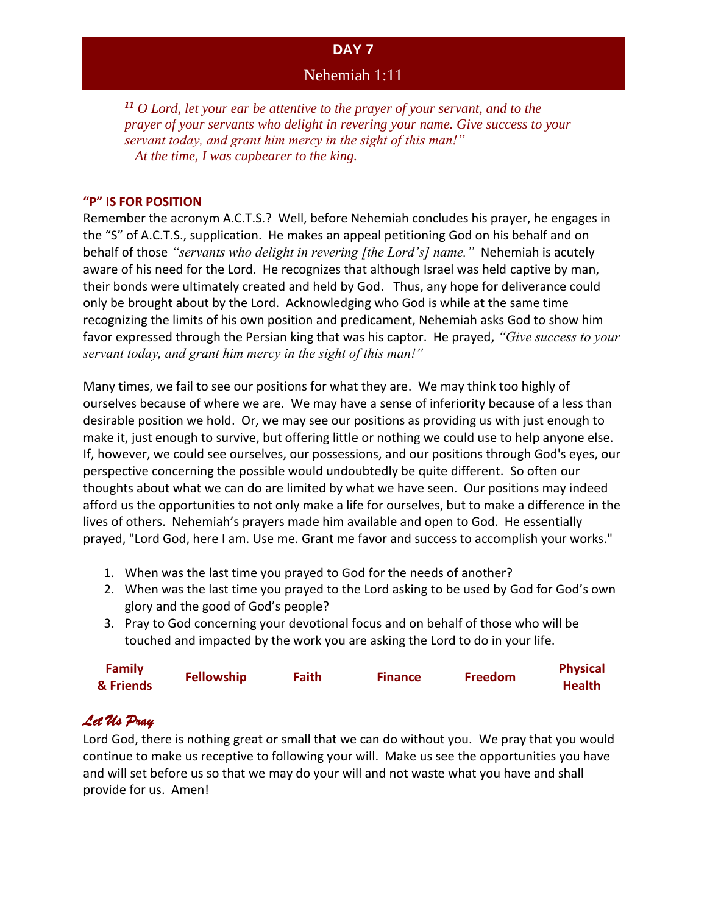## DAY 7

### Nehemiah 1:11

*[11] O Lord, let your ear be attentive to the prayer of your servant, and to the prayer of your servants who delight in revering your name. Give success to your servant today, and grant him mercy in the sight of this man!"*
*At the time, I was cupbearer to the king.*

**"P" IS FOR POSITION**

Remember the acronym A.C.T.S.? Well, before Nehemiah concludes his prayer, he engages in the "S" of A.C.T.S., supplication. He makes an appeal petitioning God on his behalf and on behalf of those *"servants who delight in revering [the Lord's] name."* Nehemiah is acutely aware of his need for the Lord. He recognizes that although Israel was held captive by man, their bonds were ultimately created and held by God. Thus, any hope for deliverance could only be brought about by the Lord. Acknowledging who God is while at the same time recognizing the limits of his own position and predicament, Nehemiah asks God to show him favor expressed through the Persian king that was his captor. He prayed, *"Give success to your servant today, and grant him mercy in the sight of this man!"*

Many times, we fail to see our positions for what they are. We may think too highly of ourselves because of where we are. We may have a sense of inferiority because of a less than desirable position we hold. Or, we may see our positions as providing us with just enough to make it, just enough to survive, but offering little or nothing we could use to help anyone else. If, however, we could see ourselves, our possessions, and our positions through God's eyes, our perspective concerning the possible would undoubtedly be quite different. So often our thoughts about what we can do are limited by what we have seen. Our positions may indeed afford us the opportunities to not only make a life for ourselves, but to make a difference in the lives of others. Nehemiah's prayers made him available and open to God. He essentially prayed, "Lord God, here I am. Use me. Grant me favor and success to accomplish your works."

1. When was the last time you prayed to God for the needs of another?
2. When was the last time you prayed to the Lord asking to be used by God for God's own glory and the good of God's people?
3. Pray to God concerning your devotional focus and on behalf of those who will be touched and impacted by the work you are asking the Lord to do in your life.

| Family & Friends | Fellowship | Faith | Finance | Freedom | Physical Health |
|---|---|---|---|---|---|

***Let Us Pray***

Lord God, there is nothing great or small that we can do without you. We pray that you would continue to make us receptive to following your will. Make us see the opportunities you have and will set before us so that we may do your will and not waste what you have and shall provide for us. Amen!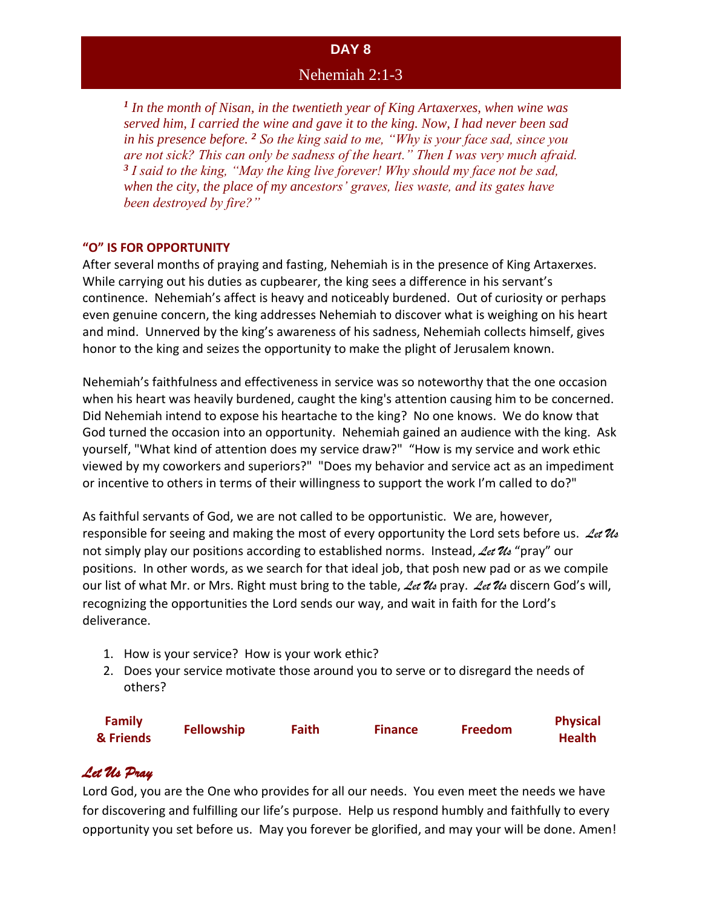# DAY 8

## Nehemiah 2:1-3

*[1] In the month of Nisan, in the twentieth year of King Artaxerxes, when wine was served him, I carried the wine and gave it to the king. Now, I had never been sad in his presence before. [2] So the king said to me, "Why is your face sad, since you are not sick? This can only be sadness of the heart." Then I was very much afraid. [3] I said to the king, "May the king live forever! Why should my face not be sad, when the city, the place of my ancestors' graves, lies waste, and its gates have been destroyed by fire?"*

### "O" IS FOR OPPORTUNITY

After several months of praying and fasting, Nehemiah is in the presence of King Artaxerxes. While carrying out his duties as cupbearer, the king sees a difference in his servant's continence. Nehemiah's affect is heavy and noticeably burdened. Out of curiosity or perhaps even genuine concern, the king addresses Nehemiah to discover what is weighing on his heart and mind. Unnerved by the king's awareness of his sadness, Nehemiah collects himself, gives honor to the king and seizes the opportunity to make the plight of Jerusalem known.

Nehemiah's faithfulness and effectiveness in service was so noteworthy that the one occasion when his heart was heavily burdened, caught the king's attention causing him to be concerned. Did Nehemiah intend to expose his heartache to the king? No one knows. We do know that God turned the occasion into an opportunity. Nehemiah gained an audience with the king. Ask yourself, "What kind of attention does my service draw?" "How is my service and work ethic viewed by my coworkers and superiors?" "Does my behavior and service act as an impediment or incentive to others in terms of their willingness to support the work I'm called to do?"

As faithful servants of God, we are not called to be opportunistic. We are, however, responsible for seeing and making the most of every opportunity the Lord sets before us. *Let Us* not simply play our positions according to established norms. Instead, *Let Us* "pray" our positions. In other words, as we search for that ideal job, that posh new pad or as we compile our list of what Mr. or Mrs. Right must bring to the table, *Let Us* pray. *Let Us* discern God's will, recognizing the opportunities the Lord sends our way, and wait in faith for the Lord's deliverance.

1. How is your service? How is your work ethic?
2. Does your service motivate those around you to serve or to disregard the needs of others?

| Family & Friends | Fellowship | Faith | Finance | Freedom | Physical Health |
|---|---|---|---|---|---|

### *Let Us Pray*

Lord God, you are the One who provides for all our needs. You even meet the needs we have for discovering and fulfilling our life's purpose. Help us respond humbly and faithfully to every opportunity you set before us. May you forever be glorified, and may your will be done. Amen!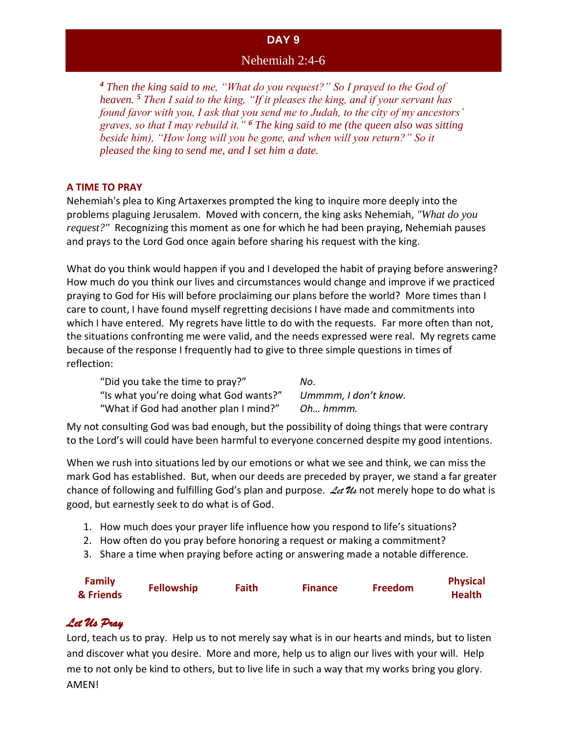## DAY 9

### Nehemiah 2:4-6

*[4] Then the king said to me, "What do you request?" So I prayed to the God of heaven. [5] Then I said to the king, "If it pleases the king, and if your servant has found favor with you, I ask that you send me to Judah, to the city of my ancestors' graves, so that I may rebuild it." [6] The king said to me (the queen also was sitting beside him), "How long will you be gone, and when will you return?" So it pleased the king to send me, and I set him a date.*

**A TIME TO PRAY**

Nehemiah's plea to King Artaxerxes prompted the king to inquire more deeply into the problems plaguing Jerusalem. Moved with concern, the king asks Nehemiah, *"What do you request?"* Recognizing this moment as one for which he had been praying, Nehemiah pauses and prays to the Lord God once again before sharing his request with the king.

What do you think would happen if you and I developed the habit of praying before answering? How much do you think our lives and circumstances would change and improve if we practiced praying to God for His will before proclaiming our plans before the world? More times than I care to count, I have found myself regretting decisions I have made and commitments into which I have entered. My regrets have little to do with the requests. Far more often than not, the situations confronting me were valid, and the needs expressed were real. My regrets came because of the response I frequently had to give to three simple questions in times of reflection:

| | |
|---|---|
| "Did you take the time to pray?" | *No*. |
| "Is what you're doing what God wants?" | *Ummmm, I don't know.* |
| "What if God had another plan I mind?" | *Oh… hmmm.* |

My not consulting God was bad enough, but the possibility of doing things that were contrary to the Lord's will could have been harmful to everyone concerned despite my good intentions.

When we rush into situations led by our emotions or what we see and think, we can miss the mark God has established. But, when our deeds are preceded by prayer, we stand a far greater chance of following and fulfilling God's plan and purpose. ***Let Us*** not merely hope to do what is good, but earnestly seek to do what is of God.

1. How much does your prayer life influence how you respond to life's situations?
2. How often do you pray before honoring a request or making a commitment?
3. Share a time when praying before acting or answering made a notable difference.

| Family & Friends | Fellowship | Faith | Finance | Freedom | Physical Health |
|---|---|---|---|---|---|

***Let Us Pray***

Lord, teach us to pray. Help us to not merely say what is in our hearts and minds, but to listen and discover what you desire. More and more, help us to align our lives with your will. Help me to not only be kind to others, but to live life in such a way that my works bring you glory. AMEN!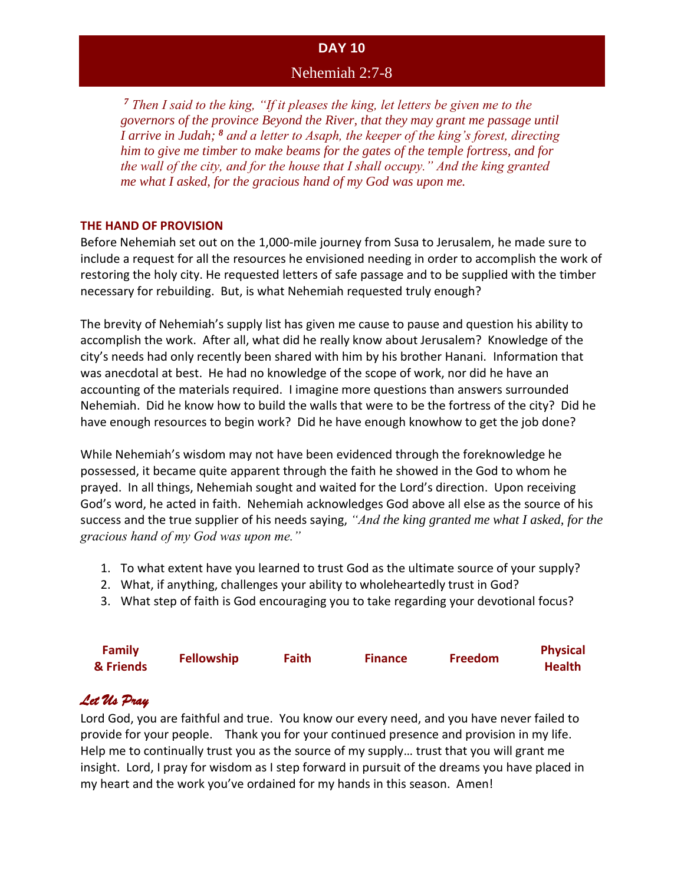## DAY 10

### Nehemiah 2:7-8

*[7] Then I said to the king, "If it pleases the king, let letters be given me to the governors of the province Beyond the River, that they may grant me passage until I arrive in Judah; [8] and a letter to Asaph, the keeper of the king's forest, directing him to give me timber to make beams for the gates of the temple fortress, and for the wall of the city, and for the house that I shall occupy." And the king granted me what I asked, for the gracious hand of my God was upon me.*

**THE HAND OF PROVISION**

Before Nehemiah set out on the 1,000-mile journey from Susa to Jerusalem, he made sure to include a request for all the resources he envisioned needing in order to accomplish the work of restoring the holy city. He requested letters of safe passage and to be supplied with the timber necessary for rebuilding. But, is what Nehemiah requested truly enough?

The brevity of Nehemiah's supply list has given me cause to pause and question his ability to accomplish the work. After all, what did he really know about Jerusalem? Knowledge of the city's needs had only recently been shared with him by his brother Hanani. Information that was anecdotal at best. He had no knowledge of the scope of work, nor did he have an accounting of the materials required. I imagine more questions than answers surrounded Nehemiah. Did he know how to build the walls that were to be the fortress of the city? Did he have enough resources to begin work? Did he have enough knowhow to get the job done?

While Nehemiah's wisdom may not have been evidenced through the foreknowledge he possessed, it became quite apparent through the faith he showed in the God to whom he prayed. In all things, Nehemiah sought and waited for the Lord's direction. Upon receiving God's word, he acted in faith. Nehemiah acknowledges God above all else as the source of his success and the true supplier of his needs saying, *"And the king granted me what I asked, for the gracious hand of my God was upon me."*

1. To what extent have you learned to trust God as the ultimate source of your supply?
2. What, if anything, challenges your ability to wholeheartedly trust in God?
3. What step of faith is God encouraging you to take regarding your devotional focus?

| Family & Friends | Fellowship | Faith | Finance | Freedom | Physical Health |
|---|---|---|---|---|---|

### *Let Us Pray*

Lord God, you are faithful and true. You know our every need, and you have never failed to provide for your people. Thank you for your continued presence and provision in my life. Help me to continually trust you as the source of my supply… trust that you will grant me insight. Lord, I pray for wisdom as I step forward in pursuit of the dreams you have placed in my heart and the work you've ordained for my hands in this season. Amen!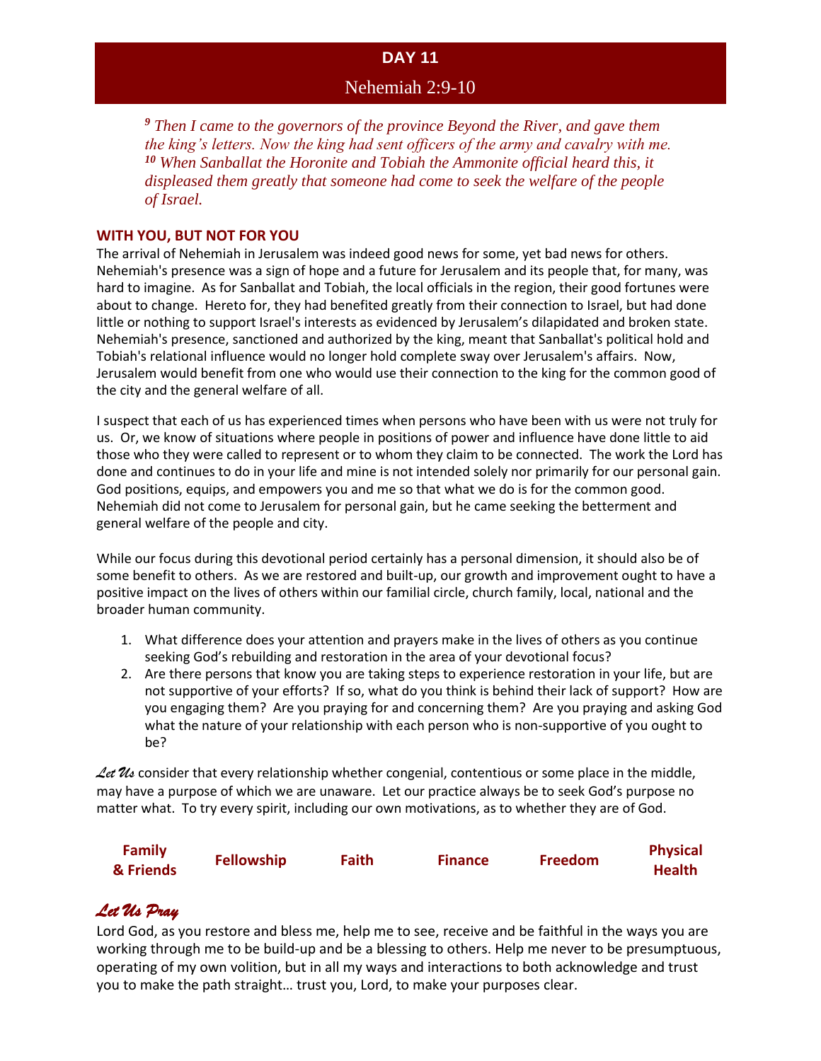# DAY 11

## Nehemiah 2:9-10

*[9] Then I came to the governors of the province Beyond the River, and gave them the king's letters. Now the king had sent officers of the army and cavalry with me. [10] When Sanballat the Horonite and Tobiah the Ammonite official heard this, it displeased them greatly that someone had come to seek the welfare of the people of Israel.*

### WITH YOU, BUT NOT FOR YOU

The arrival of Nehemiah in Jerusalem was indeed good news for some, yet bad news for others. Nehemiah's presence was a sign of hope and a future for Jerusalem and its people that, for many, was hard to imagine. As for Sanballat and Tobiah, the local officials in the region, their good fortunes were about to change. Hereto for, they had benefited greatly from their connection to Israel, but had done little or nothing to support Israel's interests as evidenced by Jerusalem's dilapidated and broken state. Nehemiah's presence, sanctioned and authorized by the king, meant that Sanballat's political hold and Tobiah's relational influence would no longer hold complete sway over Jerusalem's affairs. Now, Jerusalem would benefit from one who would use their connection to the king for the common good of the city and the general welfare of all.

I suspect that each of us has experienced times when persons who have been with us were not truly for us. Or, we know of situations where people in positions of power and influence have done little to aid those who they were called to represent or to whom they claim to be connected. The work the Lord has done and continues to do in your life and mine is not intended solely nor primarily for our personal gain. God positions, equips, and empowers you and me so that what we do is for the common good. Nehemiah did not come to Jerusalem for personal gain, but he came seeking the betterment and general welfare of the people and city.

While our focus during this devotional period certainly has a personal dimension, it should also be of some benefit to others. As we are restored and built-up, our growth and improvement ought to have a positive impact on the lives of others within our familial circle, church family, local, national and the broader human community.

1. What difference does your attention and prayers make in the lives of others as you continue seeking God's rebuilding and restoration in the area of your devotional focus?
2. Are there persons that know you are taking steps to experience restoration in your life, but are not supportive of your efforts? If so, what do you think is behind their lack of support? How are you engaging them? Are you praying for and concerning them? Are you praying and asking God what the nature of your relationship with each person who is non-supportive of you ought to be?

***Let Us*** consider that every relationship whether congenial, contentious or some place in the middle, may have a purpose of which we are unaware. Let our practice always be to seek God's purpose no matter what. To try every spirit, including our own motivations, as to whether they are of God.

| Family & Friends | Fellowship | Faith | Finance | Freedom | Physical Health |
|---|---|---|---|---|---|

### *Let Us Pray*

Lord God, as you restore and bless me, help me to see, receive and be faithful in the ways you are working through me to be build-up and be a blessing to others. Help me never to be presumptuous, operating of my own volition, but in all my ways and interactions to both acknowledge and trust you to make the path straight… trust you, Lord, to make your purposes clear.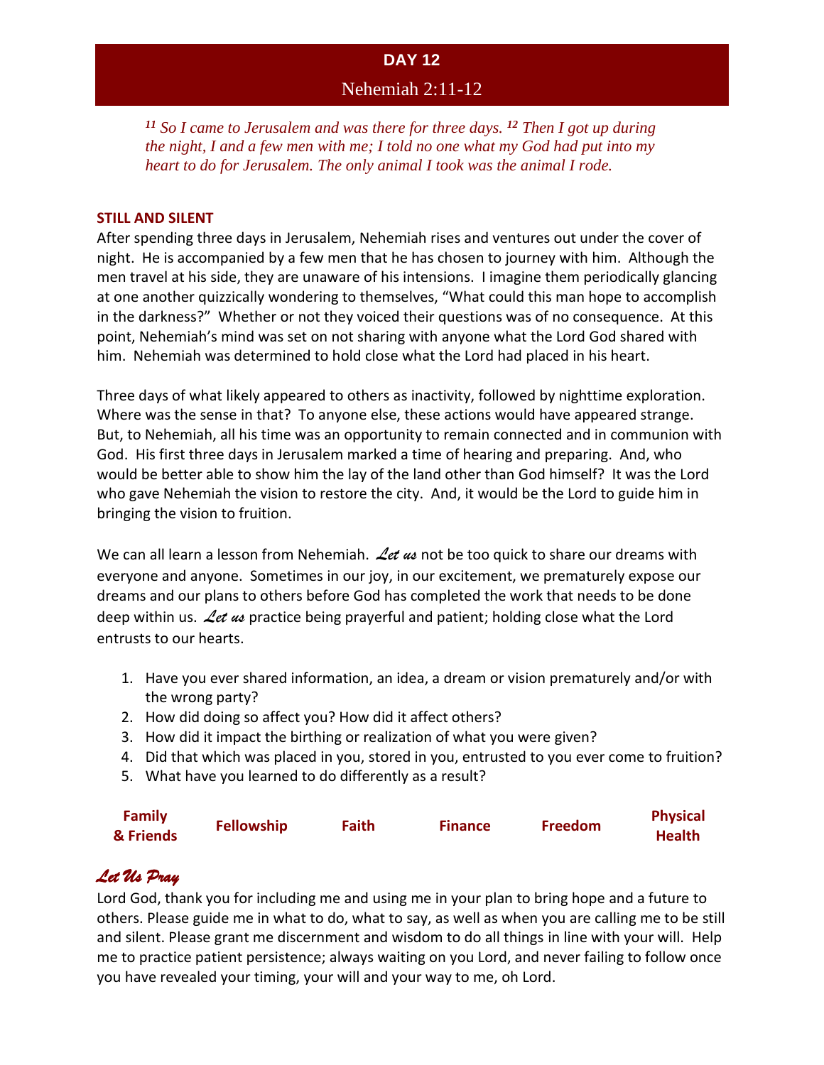# DAY 12

## Nehemiah 2:11-12

*[11] So I came to Jerusalem and was there for three days. [12] Then I got up during the night, I and a few men with me; I told no one what my God had put into my heart to do for Jerusalem. The only animal I took was the animal I rode.*

**STILL AND SILENT**

After spending three days in Jerusalem, Nehemiah rises and ventures out under the cover of night. He is accompanied by a few men that he has chosen to journey with him. Although the men travel at his side, they are unaware of his intensions. I imagine them periodically glancing at one another quizzically wondering to themselves, "What could this man hope to accomplish in the darkness?" Whether or not they voiced their questions was of no consequence. At this point, Nehemiah's mind was set on not sharing with anyone what the Lord God shared with him. Nehemiah was determined to hold close what the Lord had placed in his heart.

Three days of what likely appeared to others as inactivity, followed by nighttime exploration. Where was the sense in that? To anyone else, these actions would have appeared strange. But, to Nehemiah, all his time was an opportunity to remain connected and in communion with God. His first three days in Jerusalem marked a time of hearing and preparing. And, who would be better able to show him the lay of the land other than God himself? It was the Lord who gave Nehemiah the vision to restore the city. And, it would be the Lord to guide him in bringing the vision to fruition.

We can all learn a lesson from Nehemiah. *Let us* not be too quick to share our dreams with everyone and anyone. Sometimes in our joy, in our excitement, we prematurely expose our dreams and our plans to others before God has completed the work that needs to be done deep within us. *Let us* practice being prayerful and patient; holding close what the Lord entrusts to our hearts.

1. Have you ever shared information, an idea, a dream or vision prematurely and/or with the wrong party?
2. How did doing so affect you? How did it affect others?
3. How did it impact the birthing or realization of what you were given?
4. Did that which was placed in you, stored in you, entrusted to you ever come to fruition?
5. What have you learned to do differently as a result?

| Family & Friends | Fellowship | Faith | Finance | Freedom | Physical Health |
|---|---|---|---|---|---|

## *Let Us Pray*

Lord God, thank you for including me and using me in your plan to bring hope and a future to others. Please guide me in what to do, what to say, as well as when you are calling me to be still and silent. Please grant me discernment and wisdom to do all things in line with your will. Help me to practice patient persistence; always waiting on you Lord, and never failing to follow once you have revealed your timing, your will and your way to me, oh Lord.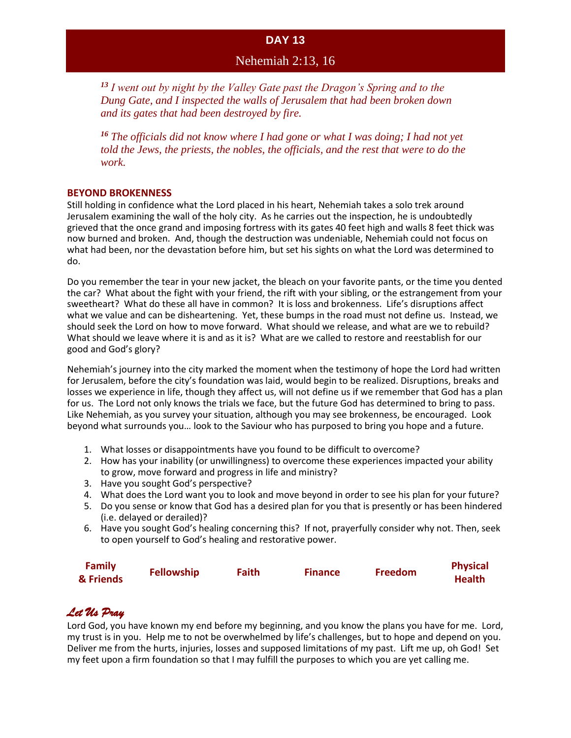## DAY 13

### Nehemiah 2:13, 16

*[13] I went out by night by the Valley Gate past the Dragon's Spring and to the Dung Gate, and I inspected the walls of Jerusalem that had been broken down and its gates that had been destroyed by fire.*

*[16] The officials did not know where I had gone or what I was doing; I had not yet told the Jews, the priests, the nobles, the officials, and the rest that were to do the work.*

**BEYOND BROKENNESS**

Still holding in confidence what the Lord placed in his heart, Nehemiah takes a solo trek around Jerusalem examining the wall of the holy city. As he carries out the inspection, he is undoubtedly grieved that the once grand and imposing fortress with its gates 40 feet high and walls 8 feet thick was now burned and broken. And, though the destruction was undeniable, Nehemiah could not focus on what had been, nor the devastation before him, but set his sights on what the Lord was determined to do.

Do you remember the tear in your new jacket, the bleach on your favorite pants, or the time you dented the car? What about the fight with your friend, the rift with your sibling, or the estrangement from your sweetheart? What do these all have in common? It is loss and brokenness. Life's disruptions affect what we value and can be disheartening. Yet, these bumps in the road must not define us. Instead, we should seek the Lord on how to move forward. What should we release, and what are we to rebuild? What should we leave where it is and as it is? What are we called to restore and reestablish for our good and God's glory?

Nehemiah's journey into the city marked the moment when the testimony of hope the Lord had written for Jerusalem, before the city's foundation was laid, would begin to be realized. Disruptions, breaks and losses we experience in life, though they affect us, will not define us if we remember that God has a plan for us. The Lord not only knows the trials we face, but the future God has determined to bring to pass. Like Nehemiah, as you survey your situation, although you may see brokenness, be encouraged. Look beyond what surrounds you… look to the Saviour who has purposed to bring you hope and a future.

1. What losses or disappointments have you found to be difficult to overcome?
2. How has your inability (or unwillingness) to overcome these experiences impacted your ability to grow, move forward and progress in life and ministry?
3. Have you sought God's perspective?
4. What does the Lord want you to look and move beyond in order to see his plan for your future?
5. Do you sense or know that God has a desired plan for you that is presently or has been hindered (i.e. delayed or derailed)?
6. Have you sought God's healing concerning this? If not, prayerfully consider why not. Then, seek to open yourself to God's healing and restorative power.

| Family & Friends | Fellowship | Faith | Finance | Freedom | Physical Health |
|---|---|---|---|---|---|

***Let Us Pray***

Lord God, you have known my end before my beginning, and you know the plans you have for me. Lord, my trust is in you. Help me to not be overwhelmed by life's challenges, but to hope and depend on you. Deliver me from the hurts, injuries, losses and supposed limitations of my past. Lift me up, oh God! Set my feet upon a firm foundation so that I may fulfill the purposes to which you are yet calling me.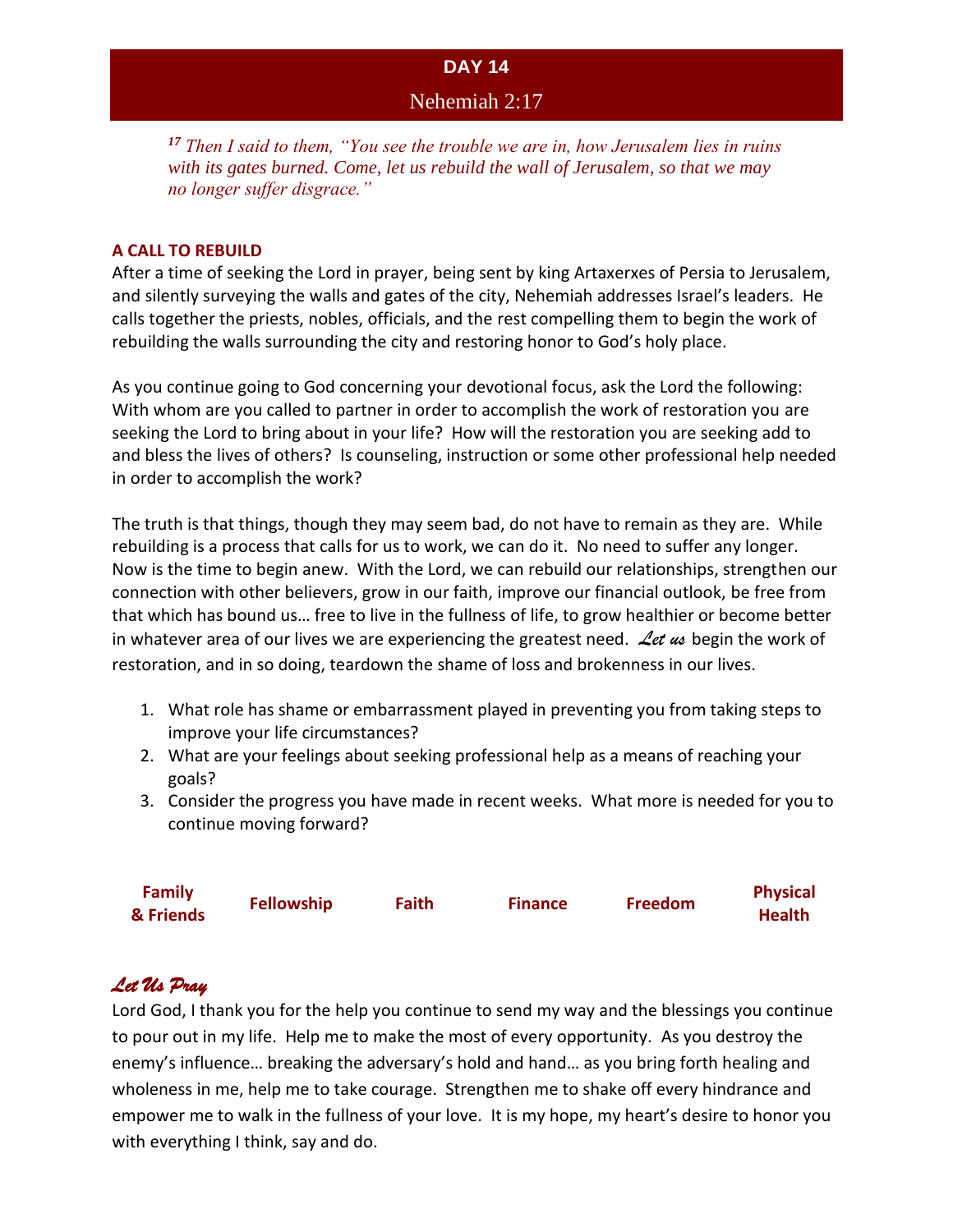## DAY 14

### Nehemiah 2:17

*[17] Then I said to them, "You see the trouble we are in, how Jerusalem lies in ruins with its gates burned. Come, let us rebuild the wall of Jerusalem, so that we may no longer suffer disgrace."*

**A CALL TO REBUILD**

After a time of seeking the Lord in prayer, being sent by king Artaxerxes of Persia to Jerusalem, and silently surveying the walls and gates of the city, Nehemiah addresses Israel's leaders. He calls together the priests, nobles, officials, and the rest compelling them to begin the work of rebuilding the walls surrounding the city and restoring honor to God's holy place.

As you continue going to God concerning your devotional focus, ask the Lord the following: With whom are you called to partner in order to accomplish the work of restoration you are seeking the Lord to bring about in your life? How will the restoration you are seeking add to and bless the lives of others? Is counseling, instruction or some other professional help needed in order to accomplish the work?

The truth is that things, though they may seem bad, do not have to remain as they are. While rebuilding is a process that calls for us to work, we can do it. No need to suffer any longer. Now is the time to begin anew. With the Lord, we can rebuild our relationships, strengthen our connection with other believers, grow in our faith, improve our financial outlook, be free from that which has bound us… free to live in the fullness of life, to grow healthier or become better in whatever area of our lives we are experiencing the greatest need. ***Let us*** begin the work of restoration, and in so doing, teardown the shame of loss and brokenness in our lives.

1. What role has shame or embarrassment played in preventing you from taking steps to improve your life circumstances?
2. What are your feelings about seeking professional help as a means of reaching your goals?
3. Consider the progress you have made in recent weeks. What more is needed for you to continue moving forward?

| **Family & Friends** | **Fellowship** | **Faith** | **Finance** | **Freedom** | **Physical Health** |
|---|---|---|---|---|---|

### *Let Us Pray*

Lord God, I thank you for the help you continue to send my way and the blessings you continue to pour out in my life. Help me to make the most of every opportunity. As you destroy the enemy's influence… breaking the adversary's hold and hand… as you bring forth healing and wholeness in me, help me to take courage. Strengthen me to shake off every hindrance and empower me to walk in the fullness of your love. It is my hope, my heart's desire to honor you with everything I think, say and do.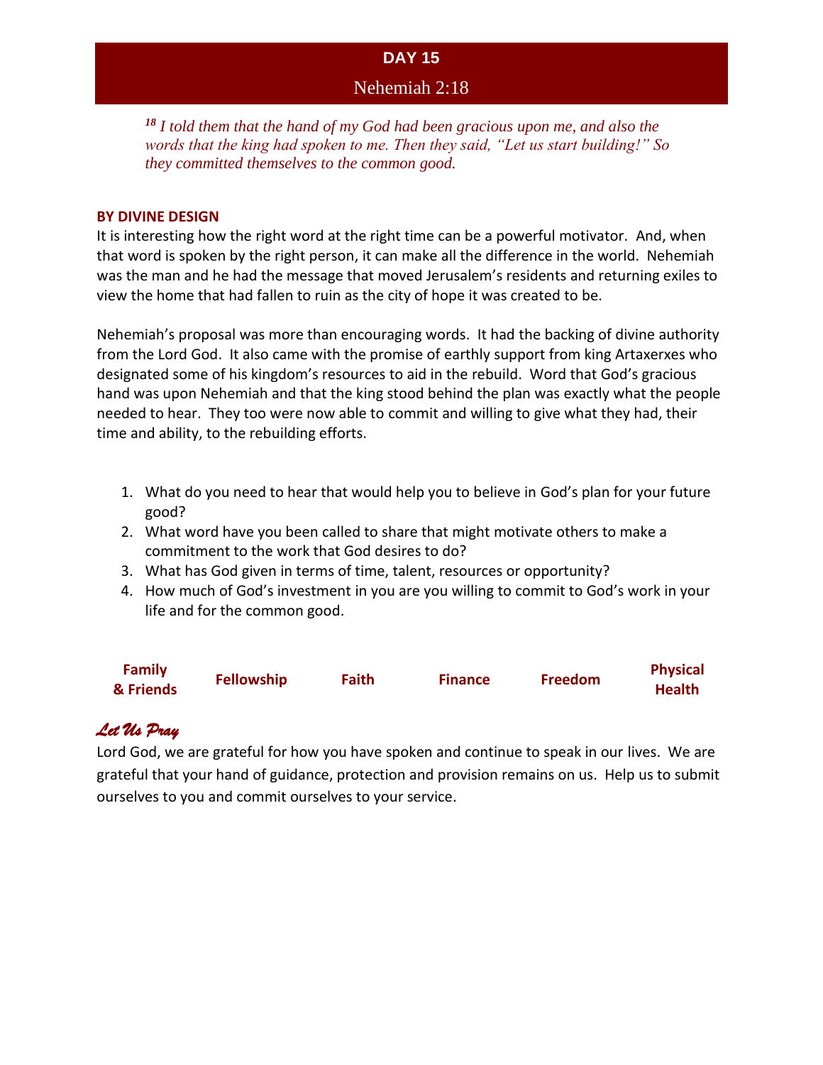# DAY 15

## Nehemiah 2:18

*[18] I told them that the hand of my God had been gracious upon me, and also the words that the king had spoken to me. Then they said, "Let us start building!" So they committed themselves to the common good.*

**BY DIVINE DESIGN**

It is interesting how the right word at the right time can be a powerful motivator. And, when that word is spoken by the right person, it can make all the difference in the world. Nehemiah was the man and he had the message that moved Jerusalem's residents and returning exiles to view the home that had fallen to ruin as the city of hope it was created to be.

Nehemiah's proposal was more than encouraging words. It had the backing of divine authority from the Lord God. It also came with the promise of earthly support from king Artaxerxes who designated some of his kingdom's resources to aid in the rebuild. Word that God's gracious hand was upon Nehemiah and that the king stood behind the plan was exactly what the people needed to hear. They too were now able to commit and willing to give what they had, their time and ability, to the rebuilding efforts.

1. What do you need to hear that would help you to believe in God's plan for your future good?
2. What word have you been called to share that might motivate others to make a commitment to the work that God desires to do?
3. What has God given in terms of time, talent, resources or opportunity?
4. How much of God's investment in you are you willing to commit to God's work in your life and for the common good.

| Family & Friends | Fellowship | Faith | Finance | Freedom | Physical Health |
|---|---|---|---|---|---|

***Let Us Pray***

Lord God, we are grateful for how you have spoken and continue to speak in our lives. We are grateful that your hand of guidance, protection and provision remains on us. Help us to submit ourselves to you and commit ourselves to your service.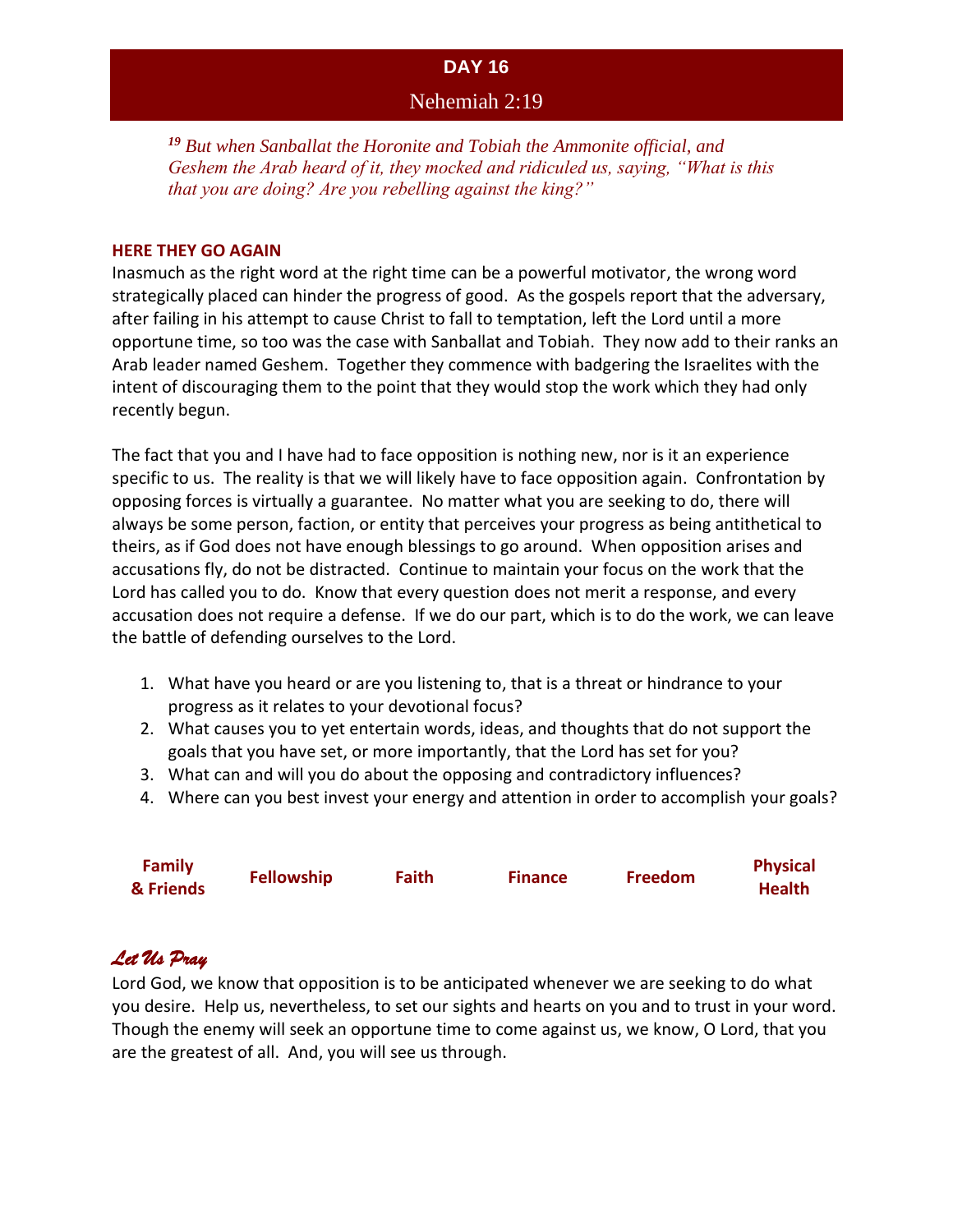# DAY 16

## Nehemiah 2:19

*[19] But when Sanballat the Horonite and Tobiah the Ammonite official, and Geshem the Arab heard of it, they mocked and ridiculed us, saying, "What is this that you are doing? Are you rebelling against the king?"*

### HERE THEY GO AGAIN

Inasmuch as the right word at the right time can be a powerful motivator, the wrong word strategically placed can hinder the progress of good. As the gospels report that the adversary, after failing in his attempt to cause Christ to fall to temptation, left the Lord until a more opportune time, so too was the case with Sanballat and Tobiah. They now add to their ranks an Arab leader named Geshem. Together they commence with badgering the Israelites with the intent of discouraging them to the point that they would stop the work which they had only recently begun.

The fact that you and I have had to face opposition is nothing new, nor is it an experience specific to us. The reality is that we will likely have to face opposition again. Confrontation by opposing forces is virtually a guarantee. No matter what you are seeking to do, there will always be some person, faction, or entity that perceives your progress as being antithetical to theirs, as if God does not have enough blessings to go around. When opposition arises and accusations fly, do not be distracted. Continue to maintain your focus on the work that the Lord has called you to do. Know that every question does not merit a response, and every accusation does not require a defense. If we do our part, which is to do the work, we can leave the battle of defending ourselves to the Lord.

1. What have you heard or are you listening to, that is a threat or hindrance to your progress as it relates to your devotional focus?
2. What causes you to yet entertain words, ideas, and thoughts that do not support the goals that you have set, or more importantly, that the Lord has set for you?
3. What can and will you do about the opposing and contradictory influences?
4. Where can you best invest your energy and attention in order to accomplish your goals?

**Family & Friends** | **Fellowship** | **Faith** | **Finance** | **Freedom** | **Physical Health**

### *Let Us Pray*

Lord God, we know that opposition is to be anticipated whenever we are seeking to do what you desire. Help us, nevertheless, to set our sights and hearts on you and to trust in your word. Though the enemy will seek an opportune time to come against us, we know, O Lord, that you are the greatest of all. And, you will see us through.